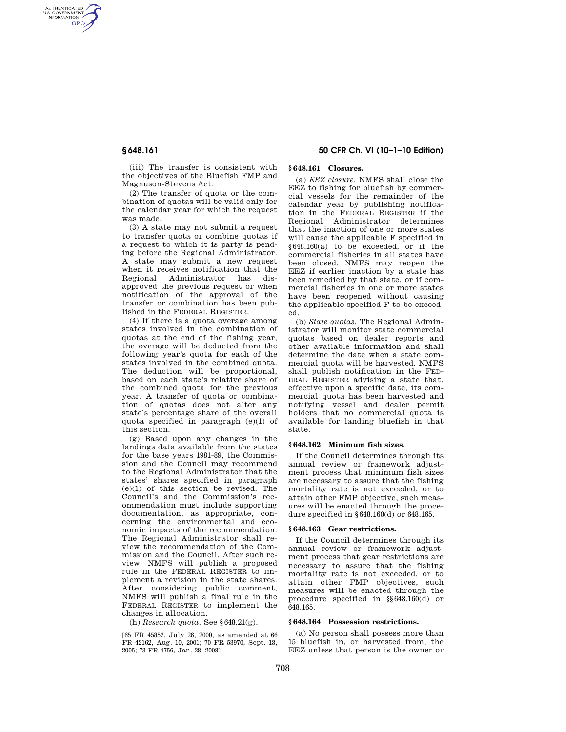(iii) The transfer is consistent with the objectives of the Bluefish FMP and Magnuson-Stevens Act.

(2) The transfer of quota or the combination of quotas will be valid only for the calendar year for which the request was made.

(3) A state may not submit a request to transfer quota or combine quotas if a request to which it is party is pending before the Regional Administrator. A state may submit a new request when it receives notification that the Regional Administrator has disapproved the previous request or when notification of the approval of the transfer or combination has been published in the FEDERAL REGISTER.

(4) If there is a quota overage among states involved in the combination of quotas at the end of the fishing year, the overage will be deducted from the following year's quota for each of the states involved in the combined quota. The deduction will be proportional, based on each state's relative share of the combined quota for the previous year. A transfer of quota or combination of quotas does not alter any state's percentage share of the overall quota specified in paragraph (e)(1) of this section.

(g) Based upon any changes in the landings data available from the states for the base years 1981-89, the Commission and the Council may recommend to the Regional Administrator that the states' shares specified in paragraph (e)(1) of this section be revised. The Council's and the Commission's recommendation must include supporting documentation, as appropriate, concerning the environmental and economic impacts of the recommendation. The Regional Administrator shall review the recommendation of the Commission and the Council. After such review, NMFS will publish a proposed rule in the FEDERAL REGISTER to implement a revision in the state shares. After considering public comment, NMFS will publish a final rule in the FEDERAL REGISTER to implement the changes in allocation.

(h) *Research quota.* See §648.21(g).

[65 FR 45852, July 26, 2000, as amended at 66 FR 42162, Aug. 10, 2001; 70 FR 53970, Sept. 13, 2005; 73 FR 4756, Jan. 28, 2008]

## §648.161 Closures.

(a) *EEZ closure.* NMFS shall close the EEZ to fishing for bluefish by commercial vessels for the remainder of the calendar year by publishing notification in the FEDERAL REGISTER if the Regional Administrator determines that the inaction of one or more states will cause the applicable F specified in §648.160(a) to be exceeded, or if the commercial fisheries in all states have been closed. NMFS may reopen the EEZ if earlier inaction by a state has been remedied by that state, or if commercial fisheries in one or more states have been reopened without causing the applicable specified F to be exceeded.

(b) *State quotas.* The Regional Administrator will monitor state commercial quotas based on dealer reports and other available information and shall determine the date when a state commercial quota will be harvested. NMFS shall publish notification in the FEDERAL REGISTER advising a state that, effective upon a specific date, its commercial quota has been harvested and notifying vessel and dealer permit holders that no commercial quota is available for landing bluefish in that state.

## §648.162 Minimum fish sizes.

If the Council determines through its annual review or framework adjustment process that minimum fish sizes are necessary to assure that the fishing mortality rate is not exceeded, or to attain other FMP objective, such measures will be enacted through the procedure specified in §648.160(d) or 648.165.

## §648.163 Gear restrictions.

If the Council determines through its annual review or framework adjustment process that gear restrictions are necessary to assure that the fishing mortality rate is not exceeded, or to attain other FMP objectives, such measures will be enacted through the procedure specified in §§648.160(d) or 648.165.

## §648.164 Possession restrictions.

(a) No person shall possess more than 15 bluefish in, or harvested from, the EEZ unless that person is the owner or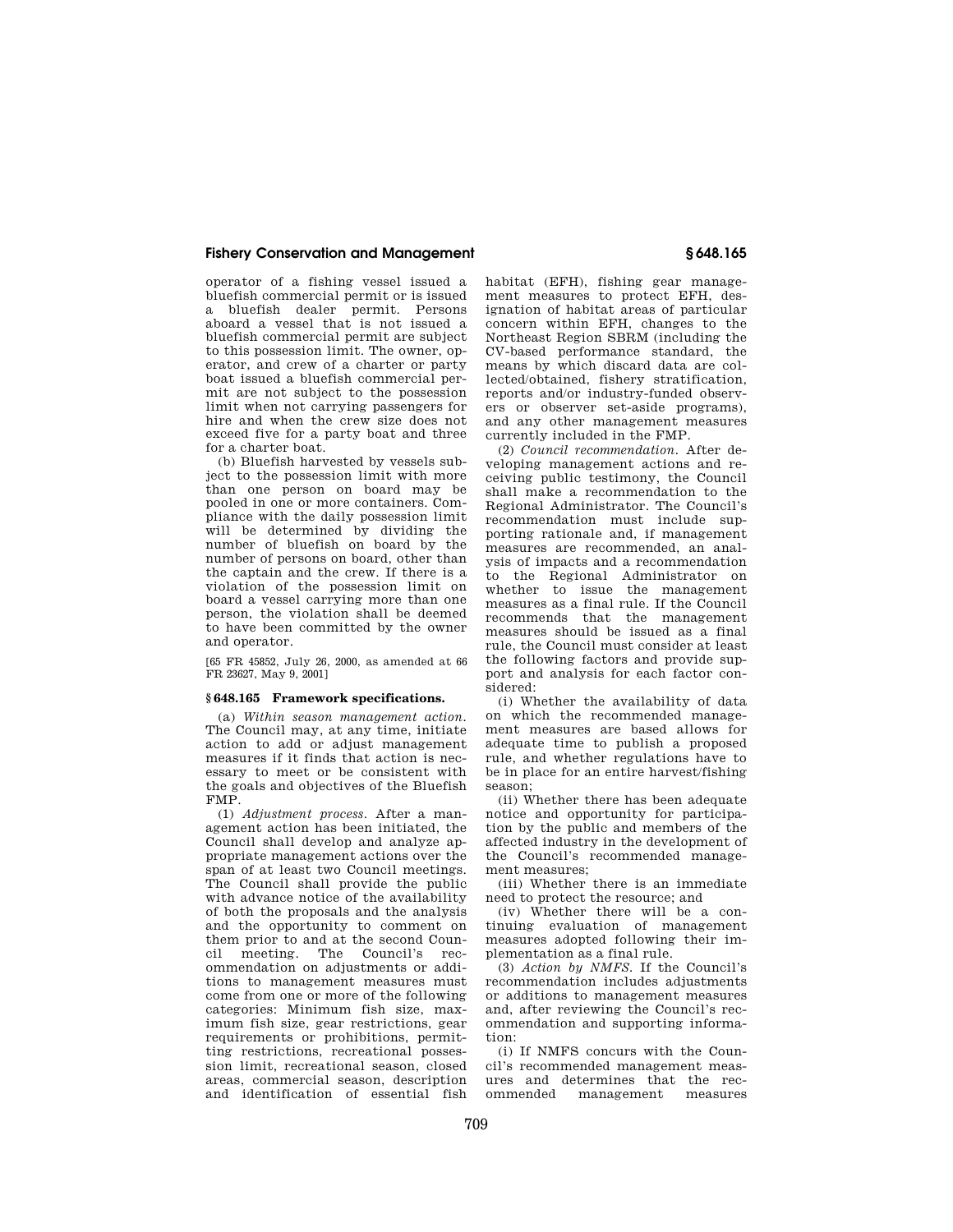operator of a fishing vessel issued a bluefish commercial permit or is issued a bluefish dealer permit. Persons aboard a vessel that is not issued a bluefish commercial permit are subject to this possession limit. The owner, operator, and crew of a charter or party boat issued a bluefish commercial permit are not subject to the possession limit when not carrying passengers for hire and when the crew size does not exceed five for a party boat and three for a charter boat.

(b) Bluefish harvested by vessels subject to the possession limit with more than one person on board may be pooled in one or more containers. Compliance with the daily possession limit will be determined by dividing the number of bluefish on board by the number of persons on board, other than the captain and the crew. If there is a violation of the possession limit on board a vessel carrying more than one person, the violation shall be deemed to have been committed by the owner and operator.

[65 FR 45852, July 26, 2000, as amended at 66 FR 23627, May 9, 2001]

### § 648.165 Framework specifications.

(a) *Within season management action.* The Council may, at any time, initiate action to add or adjust management measures if it finds that action is necessary to meet or be consistent with the goals and objectives of the Bluefish FMP.

(1) *Adjustment process.* After a management action has been initiated, the Council shall develop and analyze appropriate management actions over the span of at least two Council meetings. The Council shall provide the public with advance notice of the availability of both the proposals and the analysis and the opportunity to comment on them prior to and at the second Council meeting. The Council's recommendation on adjustments or additions to management measures must come from one or more of the following categories: Minimum fish size, maximum fish size, gear restrictions, gear requirements or prohibitions, permitting restrictions, recreational possession limit, recreational season, closed areas, commercial season, description and identification of essential fish habitat (EFH), fishing gear management measures to protect EFH, designation of habitat areas of particular concern within EFH, changes to the Northeast Region SBRM (including the CV-based performance standard, the means by which discard data are collected/obtained, fishery stratification, reports and/or industry-funded observers or observer set-aside programs), and any other management measures currently included in the FMP.

(2) *Council recommendation.* After developing management actions and receiving public testimony, the Council shall make a recommendation to the Regional Administrator. The Council's recommendation must include supporting rationale and, if management measures are recommended, an analysis of impacts and a recommendation to the Regional Administrator on whether to issue the management measures as a final rule. If the Council recommends that the management measures should be issued as a final rule, the Council must consider at least the following factors and provide support and analysis for each factor considered:

(i) Whether the availability of data on which the recommended management measures are based allows for adequate time to publish a proposed rule, and whether regulations have to be in place for an entire harvest/fishing season;

(ii) Whether there has been adequate notice and opportunity for participation by the public and members of the affected industry in the development of the Council's recommended management measures;

(iii) Whether there is an immediate need to protect the resource; and

(iv) Whether there will be a continuing evaluation of management measures adopted following their implementation as a final rule.

(3) *Action by NMFS.* If the Council's recommendation includes adjustments or additions to management measures and, after reviewing the Council's recommendation and supporting information:

(i) If NMFS concurs with the Council's recommended management measures and determines that the recommended management measures